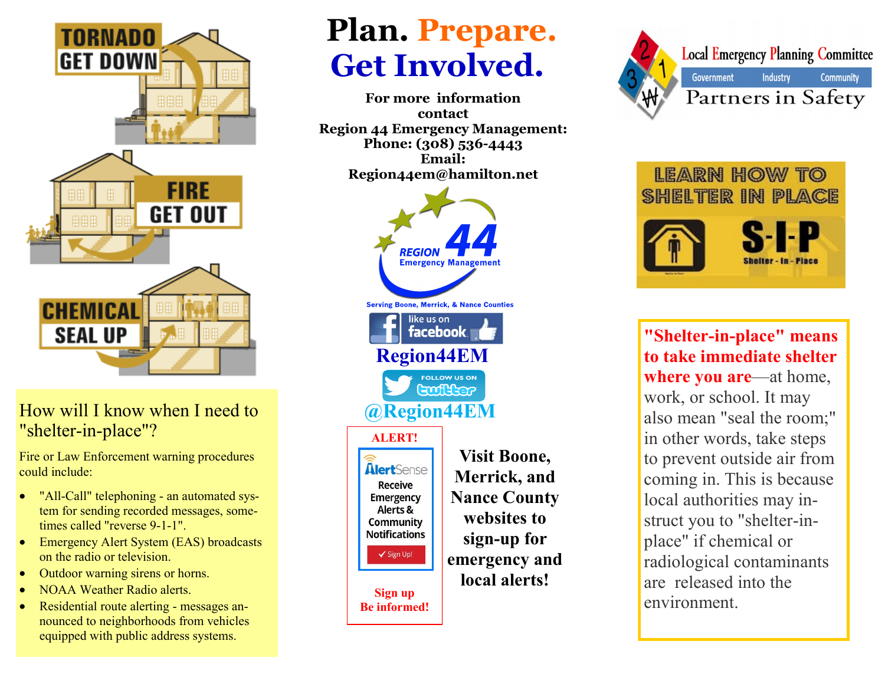TORNADO GET DOWN

FIRE GET OUT

CHEMICAL SEAL UP

## How will I know when I need to "shelter-in-place"?

Fire or Law Enforcement warning procedures could include:

- "All-Call" telephoning - an automated system for sending recorded messages, sometimes called "reverse 9-1-1".
- Emergency Alert System (EAS) broadcasts on the radio or television.
- Outdoor warning sirens or horns.
- NOAA Weather Radio alerts.
- Residential route alerting - messages announced to neighborhoods from vehicles equipped with public address systems.

# Plan. Prepare. Get Involved.

**For more information contact**
**Region 44 Emergency Management:**
**Phone: (308) 536-4443**
**Email:**
**Region44em@hamilton.net**

REGION 44 Emergency Management

Serving Boone, Merrick, & Nance Counties

like us on facebook

**Region44EM**

FOLLOW US ON twitter

**@Region44EM**

**ALERT!**

AlertSense
Receive Emergency Alerts & Community Notifications
Sign Up!

**Sign up**
**Be informed!**

**Visit Boone, Merrick, and Nance County websites to sign-up for emergency and local alerts!**

Local Emergency Planning Committee
Government Industry Community
Partners in Safety

LEARN HOW TO SHELTER IN PLACE

S-I-P
Shelter - In - Place

**"Shelter-in-place" means to take immediate shelter where you are**—at home, work, or school. It may also mean "seal the room;" in other words, take steps to prevent outside air from coming in. This is because local authorities may instruct you to "shelter-in-place" if chemical or radiological contaminants are released into the environment.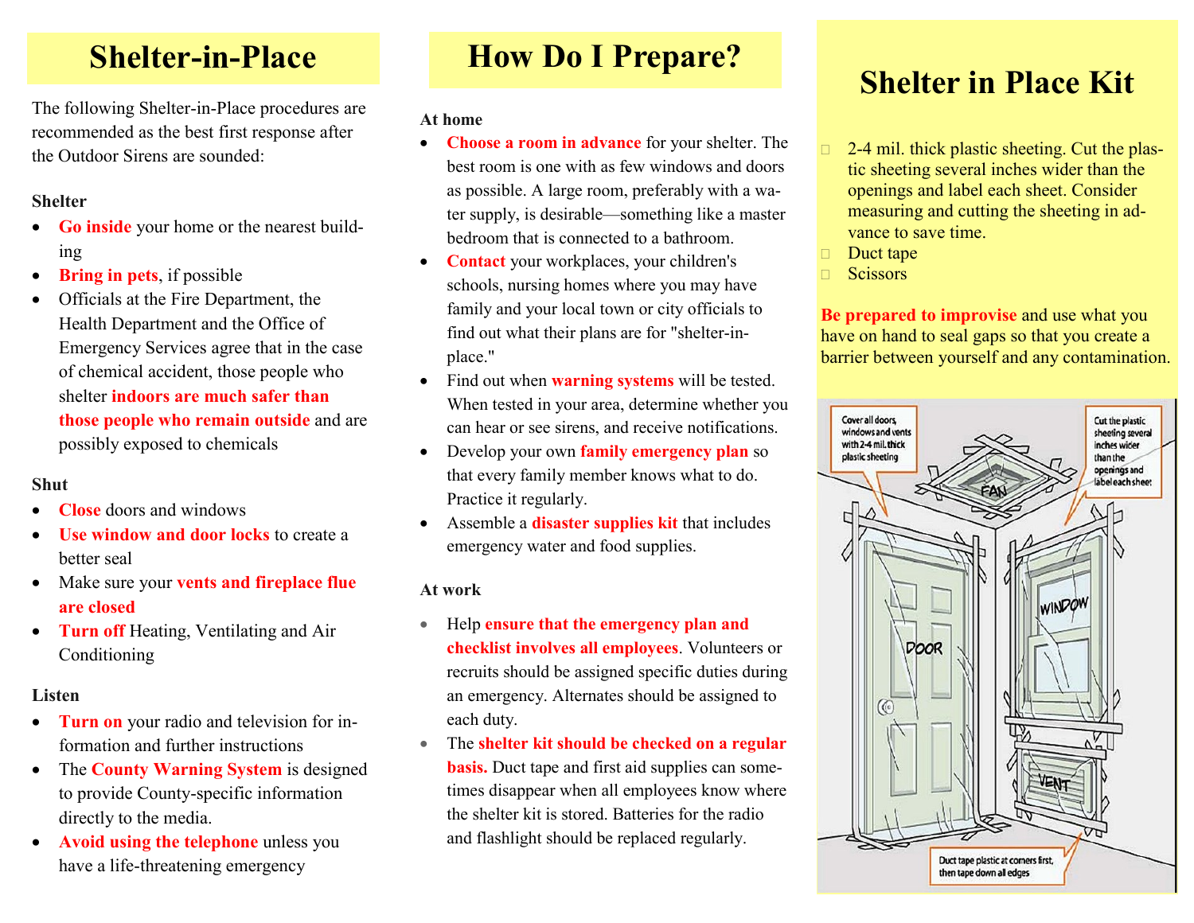# Shelter-in-Place

The following Shelter-in-Place procedures are recommended as the best first response after the Outdoor Sirens are sounded:

**Shelter**

- **Go inside** your home or the nearest building
- **Bring in pets**, if possible
- Officials at the Fire Department, the Health Department and the Office of Emergency Services agree that in the case of chemical accident, those people who shelter **indoors are much safer than those people who remain outside** and are possibly exposed to chemicals

**Shut**

- **Close** doors and windows
- **Use window and door locks** to create a better seal
- Make sure your **vents and fireplace flue are closed**
- **Turn off** Heating, Ventilating and Air Conditioning

**Listen**

- **Turn on** your radio and television for information and further instructions
- The **County Warning System** is designed to provide County-specific information directly to the media.
- **Avoid using the telephone** unless you have a life-threatening emergency

# How Do I Prepare?

**At home**

- **Choose a room in advance** for your shelter. The best room is one with as few windows and doors as possible. A large room, preferably with a water supply, is desirable—something like a master bedroom that is connected to a bathroom.
- **Contact** your workplaces, your children's schools, nursing homes where you may have family and your local town or city officials to find out what their plans are for "shelter-in-place."
- Find out when **warning systems** will be tested. When tested in your area, determine whether you can hear or see sirens, and receive notifications.
- Develop your own **family emergency plan** so that every family member knows what to do. Practice it regularly.
- Assemble a **disaster supplies kit** that includes emergency water and food supplies.

**At work**

- Help **ensure that the emergency plan and checklist involves all employees**. Volunteers or recruits should be assigned specific duties during an emergency. Alternates should be assigned to each duty.
- The **shelter kit should be checked on a regular basis.** Duct tape and first aid supplies can sometimes disappear when all employees know where the shelter kit is stored. Batteries for the radio and flashlight should be replaced regularly.

# Shelter in Place Kit

- 2-4 mil. thick plastic sheeting. Cut the plastic sheeting several inches wider than the openings and label each sheet. Consider measuring and cutting the sheeting in advance to save time.
- Duct tape
- Scissors

**Be prepared to improvise** and use what you have on hand to seal gaps so that you create a barrier between yourself and any contamination.

Cover all doors, windows and vents with 2-4 mil. thick plastic sheeting

Cut the plastic sheeting several inches wider than the openings and label each sheet

FAN

DOOR

WINDOW

VENT

Duct tape plastic at corners first, then tape down all edges